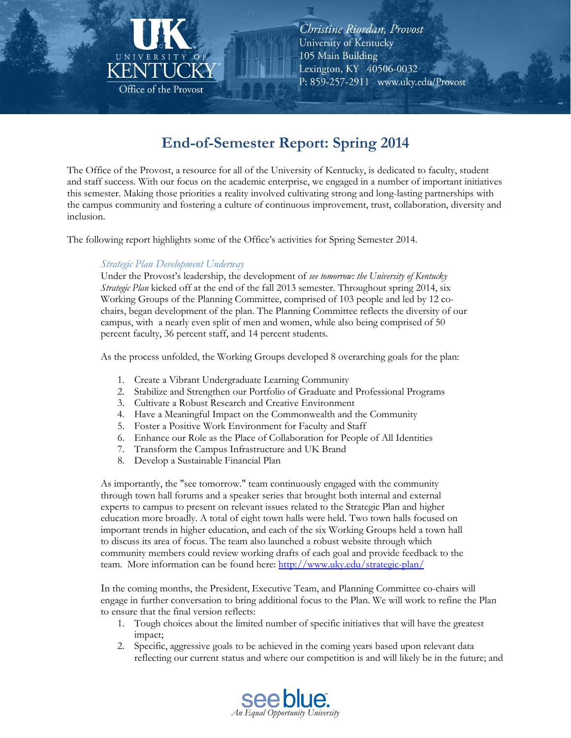Christine Riordan, Provost
University of Kentucky
105 Main Building
Lexington, KY 40506-0032
P: 859-257-2911 www.uky.edu/Provost

UK University of Kentucky — Office of the Provost

# End-of-Semester Report: Spring 2014

The Office of the Provost, a resource for all of the University of Kentucky, is dedicated to faculty, student and staff success. With our focus on the academic enterprise, we engaged in a number of important initiatives this semester. Making those priorities a reality involved cultivating strong and long-lasting partnerships with the campus community and fostering a culture of continuous improvement, trust, collaboration, diversity and inclusion.

The following report highlights some of the Office's activities for Spring Semester 2014.

### *Strategic Plan Development Underway*

Under the Provost's leadership, the development of *see tomorrow: the University of Kentucky Strategic Plan* kicked off at the end of the fall 2013 semester. Throughout spring 2014, six Working Groups of the Planning Committee, comprised of 103 people and led by 12 co-chairs, began development of the plan. The Planning Committee reflects the diversity of our campus, with a nearly even split of men and women, while also being comprised of 50 percent faculty, 36 percent staff, and 14 percent students.

As the process unfolded, the Working Groups developed 8 overarching goals for the plan:

1. Create a Vibrant Undergraduate Learning Community
2. Stabilize and Strengthen our Portfolio of Graduate and Professional Programs
3. Cultivate a Robust Research and Creative Environment
4. Have a Meaningful Impact on the Commonwealth and the Community
5. Foster a Positive Work Environment for Faculty and Staff
6. Enhance our Role as the Place of Collaboration for People of All Identities
7. Transform the Campus Infrastructure and UK Brand
8. Develop a Sustainable Financial Plan

As importantly, the "see tomorrow." team continuously engaged with the community through town hall forums and a speaker series that brought both internal and external experts to campus to present on relevant issues related to the Strategic Plan and higher education more broadly. A total of eight town halls were held. Two town halls focused on important trends in higher education, and each of the six Working Groups held a town hall to discuss its area of focus. The team also launched a robust website through which community members could review working drafts of each goal and provide feedback to the team. More information can be found here: http://www.uky.edu/strategic-plan/

In the coming months, the President, Executive Team, and Planning Committee co-chairs will engage in further conversation to bring additional focus to the Plan. We will work to refine the Plan to ensure that the final version reflects:

1. Tough choices about the limited number of specific initiatives that will have the greatest impact;
2. Specific, aggressive goals to be achieved in the coming years based upon relevant data reflecting our current status and where our competition is and will likely be in the future; and

seeblue. An Equal Opportunity University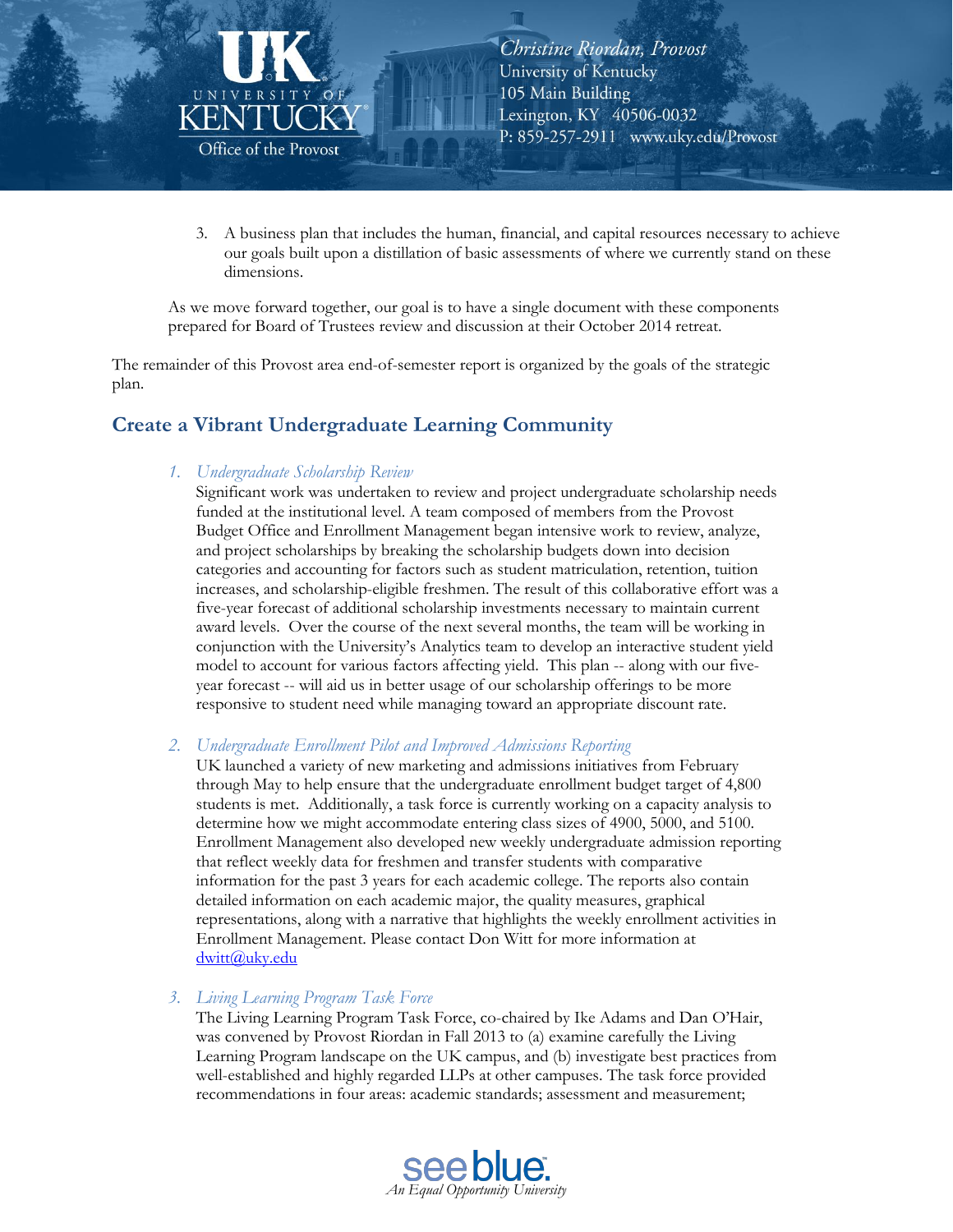3. A business plan that includes the human, financial, and capital resources necessary to achieve our goals built upon a distillation of basic assessments of where we currently stand on these dimensions.

As we move forward together, our goal is to have a single document with these components prepared for Board of Trustees review and discussion at their October 2014 retreat.

The remainder of this Provost area end-of-semester report is organized by the goals of the strategic plan.

## Create a Vibrant Undergraduate Learning Community

1. *Undergraduate Scholarship Review*
   Significant work was undertaken to review and project undergraduate scholarship needs funded at the institutional level. A team composed of members from the Provost Budget Office and Enrollment Management began intensive work to review, analyze, and project scholarships by breaking the scholarship budgets down into decision categories and accounting for factors such as student matriculation, retention, tuition increases, and scholarship-eligible freshmen. The result of this collaborative effort was a five-year forecast of additional scholarship investments necessary to maintain current award levels. Over the course of the next several months, the team will be working in conjunction with the University's Analytics team to develop an interactive student yield model to account for various factors affecting yield. This plan -- along with our five-year forecast -- will aid us in better usage of our scholarship offerings to be more responsive to student need while managing toward an appropriate discount rate.

2. *Undergraduate Enrollment Pilot and Improved Admissions Reporting*
   UK launched a variety of new marketing and admissions initiatives from February through May to help ensure that the undergraduate enrollment budget target of 4,800 students is met. Additionally, a task force is currently working on a capacity analysis to determine how we might accommodate entering class sizes of 4900, 5000, and 5100. Enrollment Management also developed new weekly undergraduate admission reporting that reflect weekly data for freshmen and transfer students with comparative information for the past 3 years for each academic college. The reports also contain detailed information on each academic major, the quality measures, graphical representations, along with a narrative that highlights the weekly enrollment activities in Enrollment Management. Please contact Don Witt for more information at dwitt@uky.edu

3. *Living Learning Program Task Force*
   The Living Learning Program Task Force, co-chaired by Ike Adams and Dan O'Hair, was convened by Provost Riordan in Fall 2013 to (a) examine carefully the Living Learning Program landscape on the UK campus, and (b) investigate best practices from well-established and highly regarded LLPs at other campuses. The task force provided recommendations in four areas: academic standards; assessment and measurement;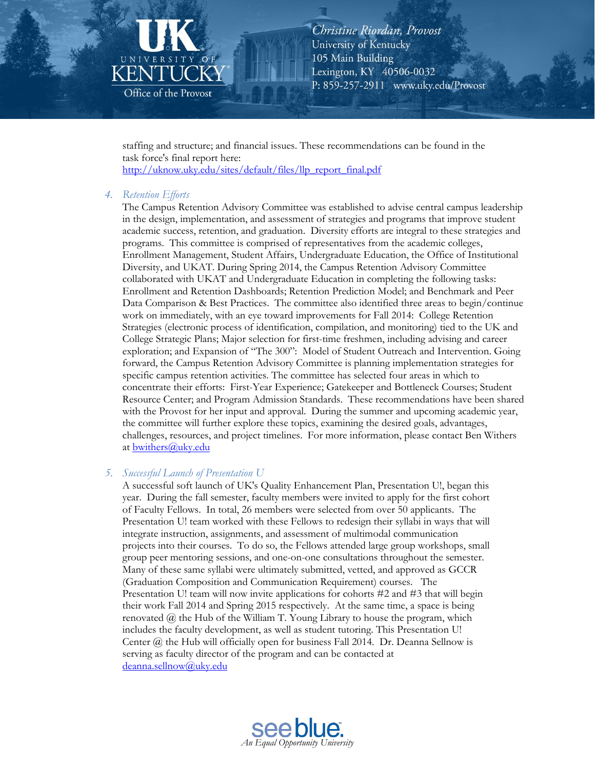staffing and structure; and financial issues. These recommendations can be found in the task force's final report here: [http://uknow.uky.edu/sites/default/files/llp_report_final.pdf](http://uknow.uky.edu/sites/default/files/llp_report_final.pdf)

4. *Retention Efforts*

   The Campus Retention Advisory Committee was established to advise central campus leadership in the design, implementation, and assessment of strategies and programs that improve student academic success, retention, and graduation. Diversity efforts are integral to these strategies and programs. This committee is comprised of representatives from the academic colleges, Enrollment Management, Student Affairs, Undergraduate Education, the Office of Institutional Diversity, and UKAT. During Spring 2014, the Campus Retention Advisory Committee collaborated with UKAT and Undergraduate Education in completing the following tasks: Enrollment and Retention Dashboards; Retention Prediction Model; and Benchmark and Peer Data Comparison & Best Practices. The committee also identified three areas to begin/continue work on immediately, with an eye toward improvements for Fall 2014: College Retention Strategies (electronic process of identification, compilation, and monitoring) tied to the UK and College Strategic Plans; Major selection for first-time freshmen, including advising and career exploration; and Expansion of "The 300": Model of Student Outreach and Intervention. Going forward, the Campus Retention Advisory Committee is planning implementation strategies for specific campus retention activities. The committee has selected four areas in which to concentrate their efforts: First-Year Experience; Gatekeeper and Bottleneck Courses; Student Resource Center; and Program Admission Standards. These recommendations have been shared with the Provost for her input and approval. During the summer and upcoming academic year, the committee will further explore these topics, examining the desired goals, advantages, challenges, resources, and project timelines. For more information, please contact Ben Withers at [bwithers@uky.edu](mailto:bwithers@uky.edu)

5. *Successful Launch of Presentation U*

   A successful soft launch of UK's Quality Enhancement Plan, Presentation U!, began this year. During the fall semester, faculty members were invited to apply for the first cohort of Faculty Fellows. In total, 26 members were selected from over 50 applicants. The Presentation U! team worked with these Fellows to redesign their syllabi in ways that will integrate instruction, assignments, and assessment of multimodal communication projects into their courses. To do so, the Fellows attended large group workshops, small group peer mentoring sessions, and one-on-one consultations throughout the semester. Many of these same syllabi were ultimately submitted, vetted, and approved as GCCR (Graduation Composition and Communication Requirement) courses. The Presentation U! team will now invite applications for cohorts #2 and #3 that will begin their work Fall 2014 and Spring 2015 respectively. At the same time, a space is being renovated @ the Hub of the William T. Young Library to house the program, which includes the faculty development, as well as student tutoring. This Presentation U! Center @ the Hub will officially open for business Fall 2014. Dr. Deanna Sellnow is serving as faculty director of the program and can be contacted at [deanna.sellnow@uky.edu](mailto:deanna.sellnow@uky.edu)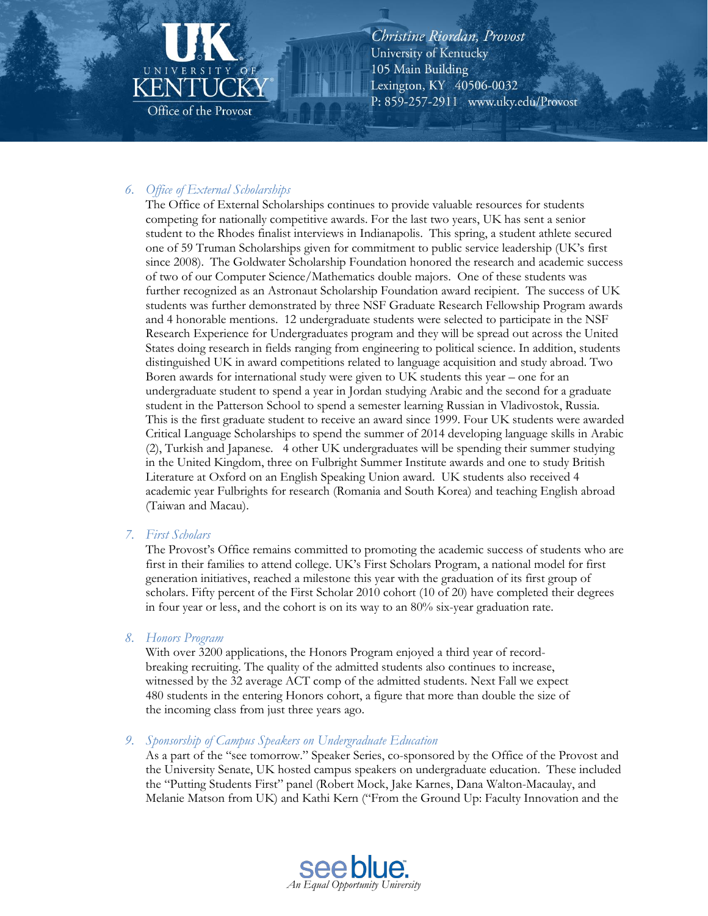6. *Office of External Scholarships*
   The Office of External Scholarships continues to provide valuable resources for students competing for nationally competitive awards. For the last two years, UK has sent a senior student to the Rhodes finalist interviews in Indianapolis. This spring, a student athlete secured one of 59 Truman Scholarships given for commitment to public service leadership (UK's first since 2008). The Goldwater Scholarship Foundation honored the research and academic success of two of our Computer Science/Mathematics double majors. One of these students was further recognized as an Astronaut Scholarship Foundation award recipient. The success of UK students was further demonstrated by three NSF Graduate Research Fellowship Program awards and 4 honorable mentions. 12 undergraduate students were selected to participate in the NSF Research Experience for Undergraduates program and they will be spread out across the United States doing research in fields ranging from engineering to political science. In addition, students distinguished UK in award competitions related to language acquisition and study abroad. Two Boren awards for international study were given to UK students this year – one for an undergraduate student to spend a year in Jordan studying Arabic and the second for a graduate student in the Patterson School to spend a semester learning Russian in Vladivostok, Russia. This is the first graduate student to receive an award since 1999. Four UK students were awarded Critical Language Scholarships to spend the summer of 2014 developing language skills in Arabic (2), Turkish and Japanese. 4 other UK undergraduates will be spending their summer studying in the United Kingdom, three on Fulbright Summer Institute awards and one to study British Literature at Oxford on an English Speaking Union award. UK students also received 4 academic year Fulbrights for research (Romania and South Korea) and teaching English abroad (Taiwan and Macau).

7. *First Scholars*
   The Provost's Office remains committed to promoting the academic success of students who are first in their families to attend college. UK's First Scholars Program, a national model for first generation initiatives, reached a milestone this year with the graduation of its first group of scholars. Fifty percent of the First Scholar 2010 cohort (10 of 20) have completed their degrees in four year or less, and the cohort is on its way to an 80% six-year graduation rate.

8. *Honors Program*
   With over 3200 applications, the Honors Program enjoyed a third year of record-breaking recruiting. The quality of the admitted students also continues to increase, witnessed by the 32 average ACT comp of the admitted students. Next Fall we expect 480 students in the entering Honors cohort, a figure that more than double the size of the incoming class from just three years ago.

9. *Sponsorship of Campus Speakers on Undergraduate Education*
   As a part of the "see tomorrow." Speaker Series, co-sponsored by the Office of the Provost and the University Senate, UK hosted campus speakers on undergraduate education. These included the "Putting Students First" panel (Robert Mock, Jake Karnes, Dana Walton-Macaulay, and Melanie Matson from UK) and Kathi Kern ("From the Ground Up: Faculty Innovation and the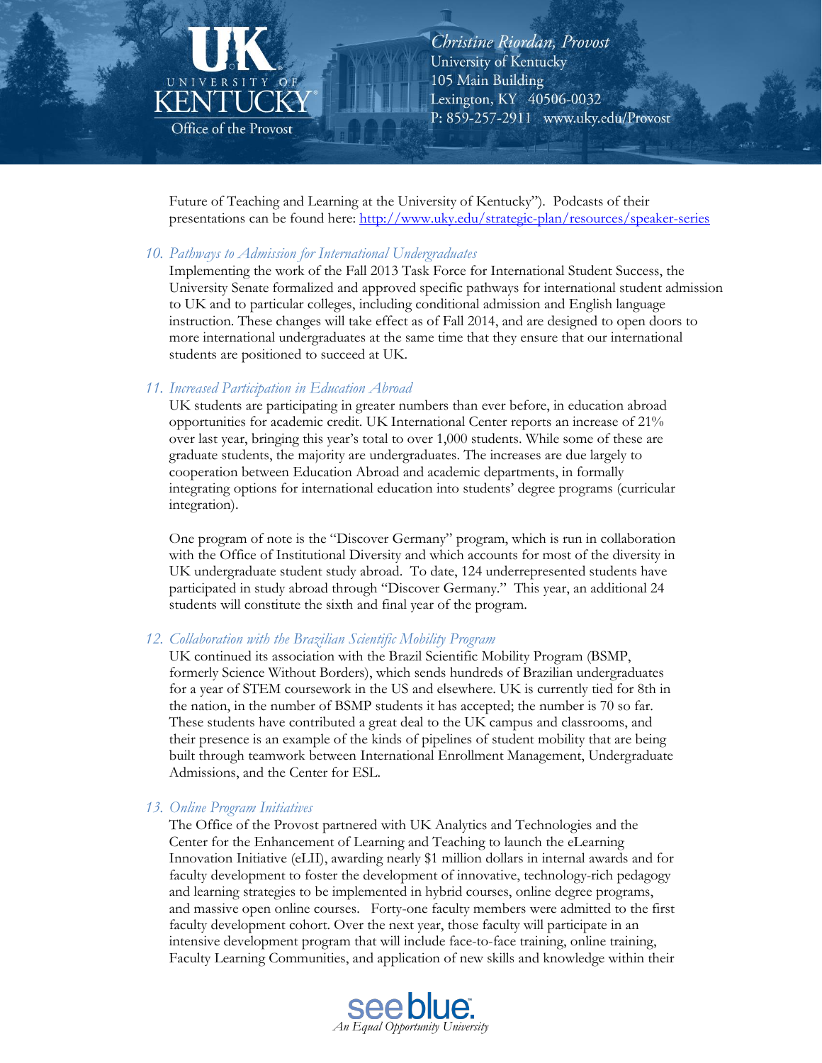Future of Teaching and Learning at the University of Kentucky"). Podcasts of their presentations can be found here: http://www.uky.edu/strategic-plan/resources/speaker-series

10. *Pathways to Admission for International Undergraduates*
    Implementing the work of the Fall 2013 Task Force for International Student Success, the University Senate formalized and approved specific pathways for international student admission to UK and to particular colleges, including conditional admission and English language instruction. These changes will take effect as of Fall 2014, and are designed to open doors to more international undergraduates at the same time that they ensure that our international students are positioned to succeed at UK.

11. *Increased Participation in Education Abroad*
    UK students are participating in greater numbers than ever before, in education abroad opportunities for academic credit. UK International Center reports an increase of 21% over last year, bringing this year's total to over 1,000 students. While some of these are graduate students, the majority are undergraduates. The increases are due largely to cooperation between Education Abroad and academic departments, in formally integrating options for international education into students' degree programs (curricular integration).

    One program of note is the "Discover Germany" program, which is run in collaboration with the Office of Institutional Diversity and which accounts for most of the diversity in UK undergraduate student study abroad. To date, 124 underrepresented students have participated in study abroad through "Discover Germany." This year, an additional 24 students will constitute the sixth and final year of the program.

12. *Collaboration with the Brazilian Scientific Mobility Program*
    UK continued its association with the Brazil Scientific Mobility Program (BSMP, formerly Science Without Borders), which sends hundreds of Brazilian undergraduates for a year of STEM coursework in the US and elsewhere. UK is currently tied for 8th in the nation, in the number of BSMP students it has accepted; the number is 70 so far. These students have contributed a great deal to the UK campus and classrooms, and their presence is an example of the kinds of pipelines of student mobility that are being built through teamwork between International Enrollment Management, Undergraduate Admissions, and the Center for ESL.

13. *Online Program Initiatives*
    The Office of the Provost partnered with UK Analytics and Technologies and the Center for the Enhancement of Learning and Teaching to launch the eLearning Innovation Initiative (eLII), awarding nearly $1 million dollars in internal awards and for faculty development to foster the development of innovative, technology-rich pedagogy and learning strategies to be implemented in hybrid courses, online degree programs, and massive open online courses. Forty-one faculty members were admitted to the first faculty development cohort. Over the next year, those faculty will participate in an intensive development program that will include face-to-face training, online training, Faculty Learning Communities, and application of new skills and knowledge within their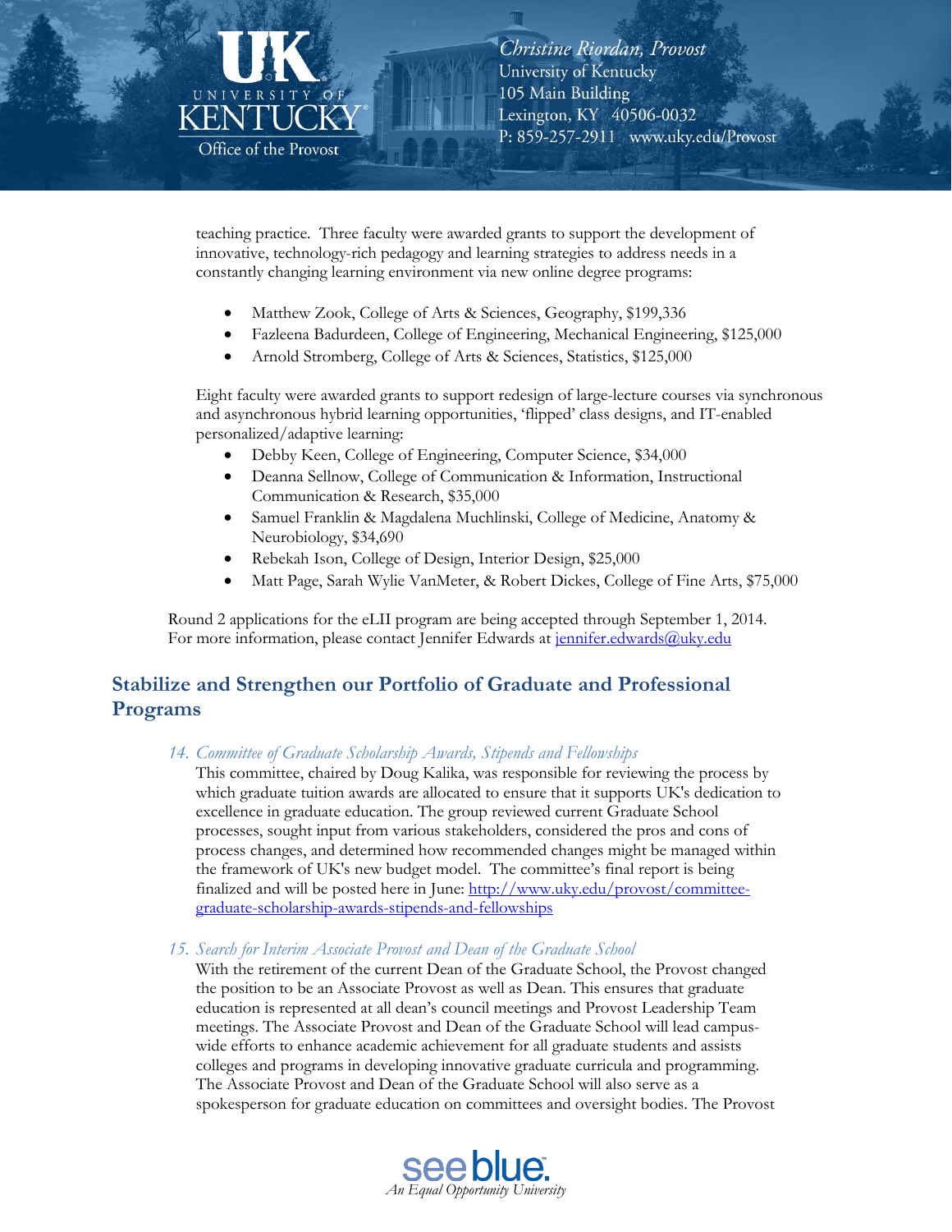teaching practice. Three faculty were awarded grants to support the development of innovative, technology-rich pedagogy and learning strategies to address needs in a constantly changing learning environment via new online degree programs:

- Matthew Zook, College of Arts & Sciences, Geography, $199,336
- Fazleena Badurdeen, College of Engineering, Mechanical Engineering, $125,000
- Arnold Stromberg, College of Arts & Sciences, Statistics, $125,000

Eight faculty were awarded grants to support redesign of large-lecture courses via synchronous and asynchronous hybrid learning opportunities, 'flipped' class designs, and IT-enabled personalized/adaptive learning:

- Debby Keen, College of Engineering, Computer Science, $34,000
- Deanna Sellnow, College of Communication & Information, Instructional Communication & Research, $35,000
- Samuel Franklin & Magdalena Muchlinski, College of Medicine, Anatomy & Neurobiology, $34,690
- Rebekah Ison, College of Design, Interior Design, $25,000
- Matt Page, Sarah Wylie VanMeter, & Robert Dickes, College of Fine Arts, $75,000

Round 2 applications for the eLII program are being accepted through September 1, 2014. For more information, please contact Jennifer Edwards at jennifer.edwards@uky.edu

## Stabilize and Strengthen our Portfolio of Graduate and Professional Programs

*14. Committee of Graduate Scholarship Awards, Stipends and Fellowships*

This committee, chaired by Doug Kalika, was responsible for reviewing the process by which graduate tuition awards are allocated to ensure that it supports UK's dedication to excellence in graduate education. The group reviewed current Graduate School processes, sought input from various stakeholders, considered the pros and cons of process changes, and determined how recommended changes might be managed within the framework of UK's new budget model. The committee's final report is being finalized and will be posted here in June: http://www.uky.edu/provost/committee-graduate-scholarship-awards-stipends-and-fellowships

*15. Search for Interim Associate Provost and Dean of the Graduate School*

With the retirement of the current Dean of the Graduate School, the Provost changed the position to be an Associate Provost as well as Dean. This ensures that graduate education is represented at all dean's council meetings and Provost Leadership Team meetings. The Associate Provost and Dean of the Graduate School will lead campus-wide efforts to enhance academic achievement for all graduate students and assists colleges and programs in developing innovative graduate curricula and programming. The Associate Provost and Dean of the Graduate School will also serve as a spokesperson for graduate education on committees and oversight bodies. The Provost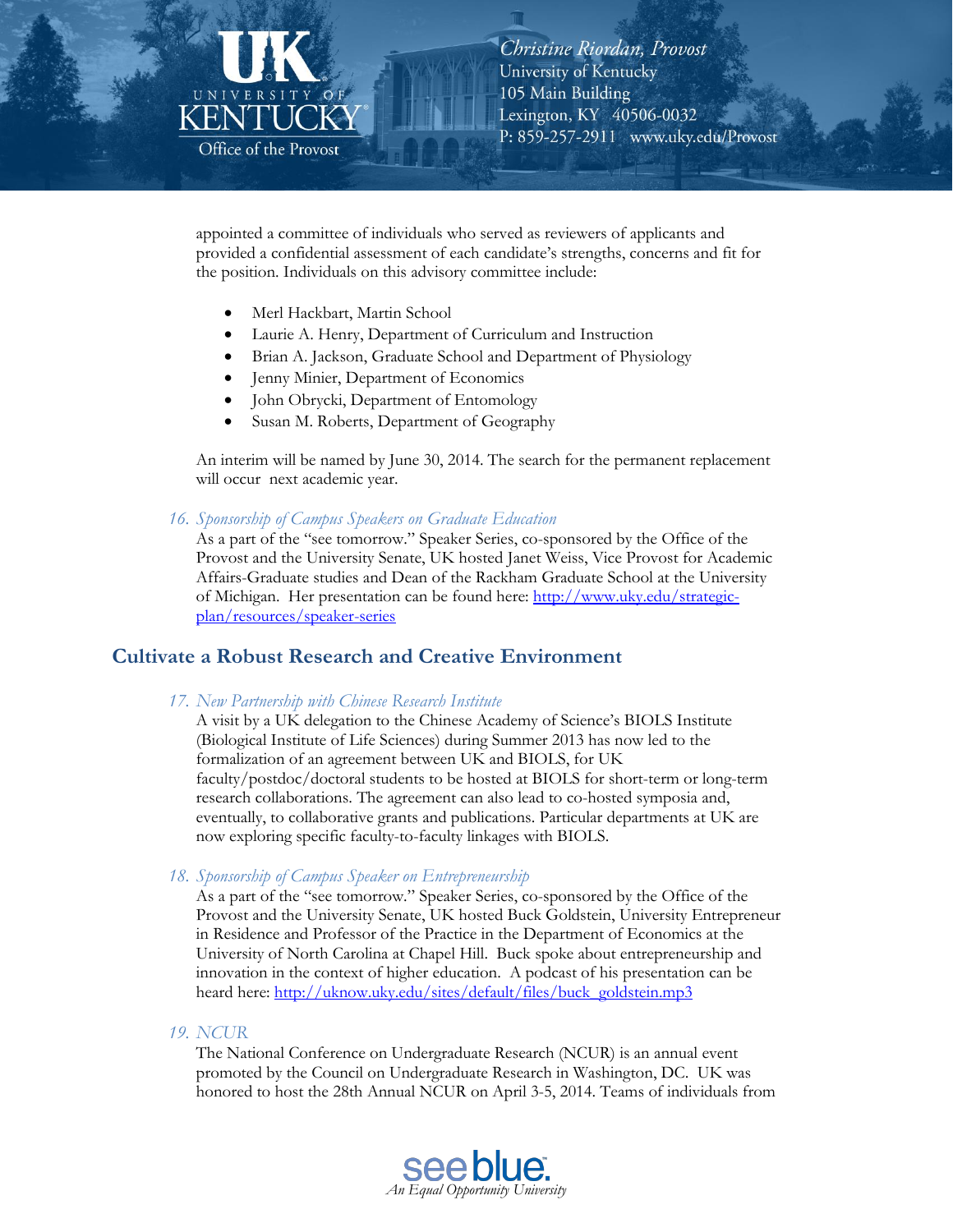appointed a committee of individuals who served as reviewers of applicants and provided a confidential assessment of each candidate's strengths, concerns and fit for the position. Individuals on this advisory committee include:

- Merl Hackbart, Martin School
- Laurie A. Henry, Department of Curriculum and Instruction
- Brian A. Jackson, Graduate School and Department of Physiology
- Jenny Minier, Department of Economics
- John Obrycki, Department of Entomology
- Susan M. Roberts, Department of Geography

An interim will be named by June 30, 2014. The search for the permanent replacement will occur next academic year.

16. *Sponsorship of Campus Speakers on Graduate Education*
As a part of the "see tomorrow." Speaker Series, co-sponsored by the Office of the Provost and the University Senate, UK hosted Janet Weiss, Vice Provost for Academic Affairs-Graduate studies and Dean of the Rackham Graduate School at the University of Michigan. Her presentation can be found here: http://www.uky.edu/strategic-plan/resources/speaker-series

## Cultivate a Robust Research and Creative Environment

17. *New Partnership with Chinese Research Institute*
A visit by a UK delegation to the Chinese Academy of Science's BIOLS Institute (Biological Institute of Life Sciences) during Summer 2013 has now led to the formalization of an agreement between UK and BIOLS, for UK faculty/postdoc/doctoral students to be hosted at BIOLS for short-term or long-term research collaborations. The agreement can also lead to co-hosted symposia and, eventually, to collaborative grants and publications. Particular departments at UK are now exploring specific faculty-to-faculty linkages with BIOLS.

18. *Sponsorship of Campus Speaker on Entrepreneurship*
As a part of the "see tomorrow." Speaker Series, co-sponsored by the Office of the Provost and the University Senate, UK hosted Buck Goldstein, University Entrepreneur in Residence and Professor of the Practice in the Department of Economics at the University of North Carolina at Chapel Hill. Buck spoke about entrepreneurship and innovation in the context of higher education. A podcast of his presentation can be heard here: http://uknow.uky.edu/sites/default/files/buck_goldstein.mp3

19. *NCUR*
The National Conference on Undergraduate Research (NCUR) is an annual event promoted by the Council on Undergraduate Research in Washington, DC. UK was honored to host the 28th Annual NCUR on April 3-5, 2014. Teams of individuals from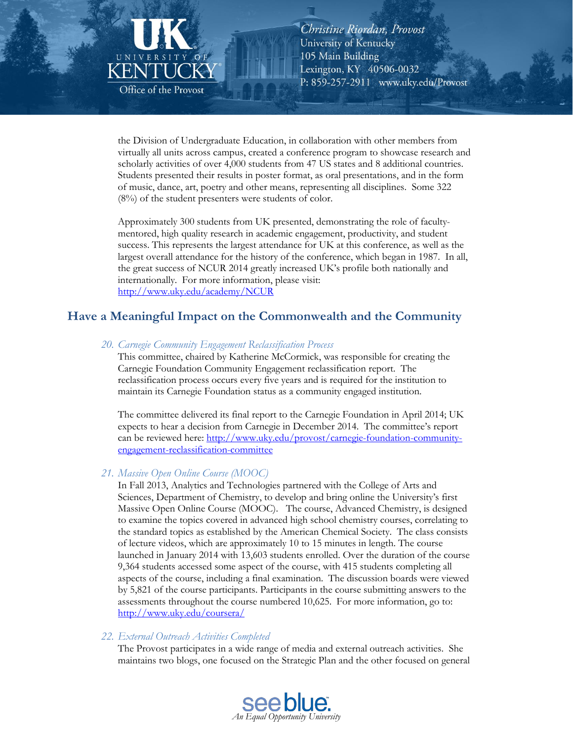the Division of Undergraduate Education, in collaboration with other members from virtually all units across campus, created a conference program to showcase research and scholarly activities of over 4,000 students from 47 US states and 8 additional countries. Students presented their results in poster format, as oral presentations, and in the form of music, dance, art, poetry and other means, representing all disciplines. Some 322 (8%) of the student presenters were students of color.

Approximately 300 students from UK presented, demonstrating the role of faculty-mentored, high quality research in academic engagement, productivity, and student success. This represents the largest attendance for UK at this conference, as well as the largest overall attendance for the history of the conference, which began in 1987. In all, the great success of NCUR 2014 greatly increased UK's profile both nationally and internationally. For more information, please visit: http://www.uky.edu/academy/NCUR

## Have a Meaningful Impact on the Commonwealth and the Community

### *20. Carnegie Community Engagement Reclassification Process*

This committee, chaired by Katherine McCormick, was responsible for creating the Carnegie Foundation Community Engagement reclassification report. The reclassification process occurs every five years and is required for the institution to maintain its Carnegie Foundation status as a community engaged institution.

The committee delivered its final report to the Carnegie Foundation in April 2014; UK expects to hear a decision from Carnegie in December 2014. The committee's report can be reviewed here: http://www.uky.edu/provost/carnegie-foundation-community-engagement-reclassification-committee

### *21. Massive Open Online Course (MOOC)*

In Fall 2013, Analytics and Technologies partnered with the College of Arts and Sciences, Department of Chemistry, to develop and bring online the University's first Massive Open Online Course (MOOC). The course, Advanced Chemistry, is designed to examine the topics covered in advanced high school chemistry courses, correlating to the standard topics as established by the American Chemical Society. The class consists of lecture videos, which are approximately 10 to 15 minutes in length. The course launched in January 2014 with 13,603 students enrolled. Over the duration of the course 9,364 students accessed some aspect of the course, with 415 students completing all aspects of the course, including a final examination. The discussion boards were viewed by 5,821 of the course participants. Participants in the course submitting answers to the assessments throughout the course numbered 10,625. For more information, go to: http://www.uky.edu/coursera/

### *22. External Outreach Activities Completed*

The Provost participates in a wide range of media and external outreach activities. She maintains two blogs, one focused on the Strategic Plan and the other focused on general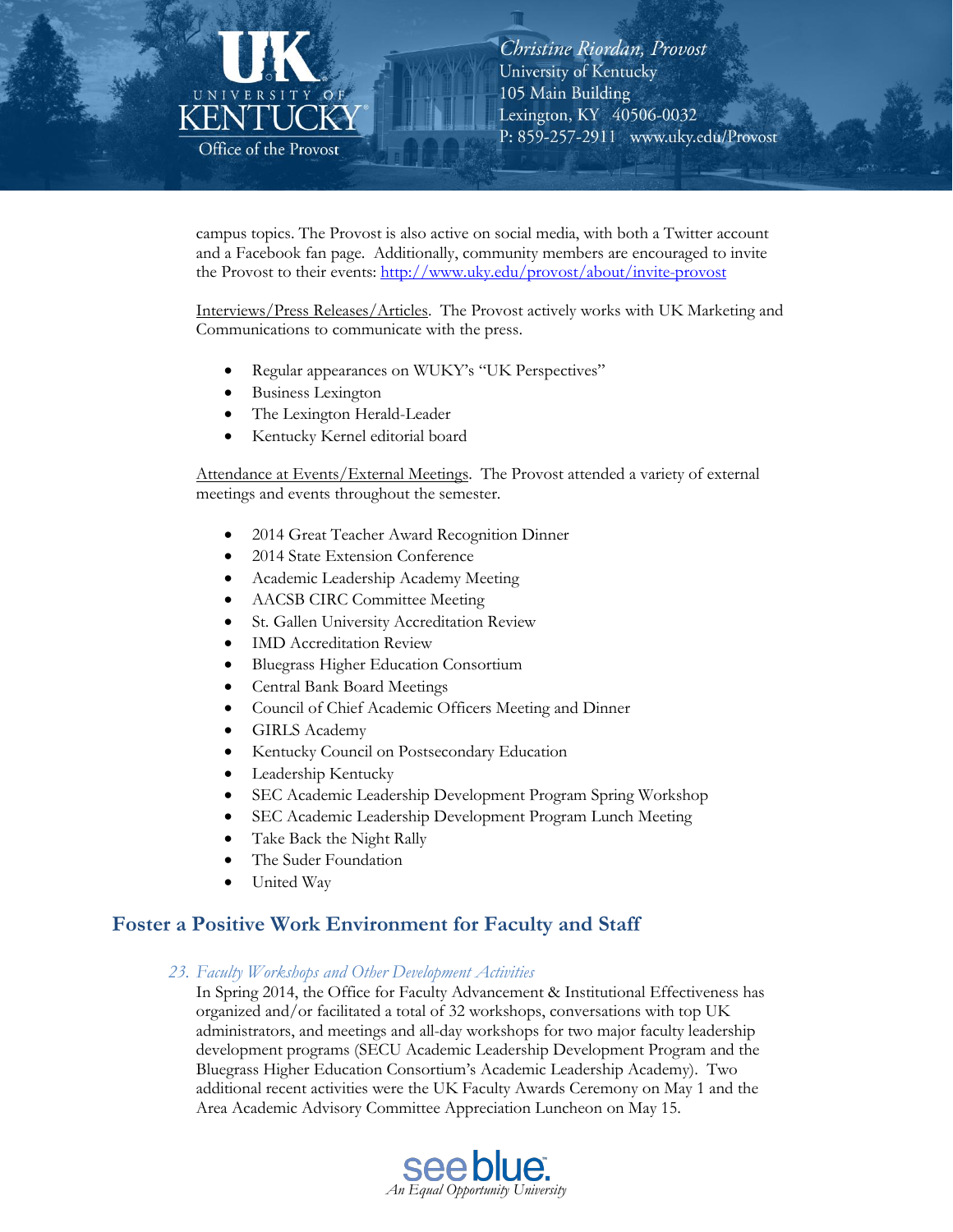campus topics. The Provost is also active on social media, with both a Twitter account and a Facebook fan page. Additionally, community members are encouraged to invite the Provost to their events: [http://www.uky.edu/provost/about/invite-provost](http://www.uky.edu/provost/about/invite-provost)

Interviews/Press Releases/Articles. The Provost actively works with UK Marketing and Communications to communicate with the press.

- Regular appearances on WUKY's "UK Perspectives"
- Business Lexington
- The Lexington Herald-Leader
- Kentucky Kernel editorial board

Attendance at Events/External Meetings. The Provost attended a variety of external meetings and events throughout the semester.

- 2014 Great Teacher Award Recognition Dinner
- 2014 State Extension Conference
- Academic Leadership Academy Meeting
- AACSB CIRC Committee Meeting
- St. Gallen University Accreditation Review
- IMD Accreditation Review
- Bluegrass Higher Education Consortium
- Central Bank Board Meetings
- Council of Chief Academic Officers Meeting and Dinner
- GIRLS Academy
- Kentucky Council on Postsecondary Education
- Leadership Kentucky
- SEC Academic Leadership Development Program Spring Workshop
- SEC Academic Leadership Development Program Lunch Meeting
- Take Back the Night Rally
- The Suder Foundation
- United Way

## Foster a Positive Work Environment for Faculty and Staff

*23. Faculty Workshops and Other Development Activities*

In Spring 2014, the Office for Faculty Advancement & Institutional Effectiveness has organized and/or facilitated a total of 32 workshops, conversations with top UK administrators, and meetings and all-day workshops for two major faculty leadership development programs (SECU Academic Leadership Development Program and the Bluegrass Higher Education Consortium's Academic Leadership Academy). Two additional recent activities were the UK Faculty Awards Ceremony on May 1 and the Area Academic Advisory Committee Appreciation Luncheon on May 15.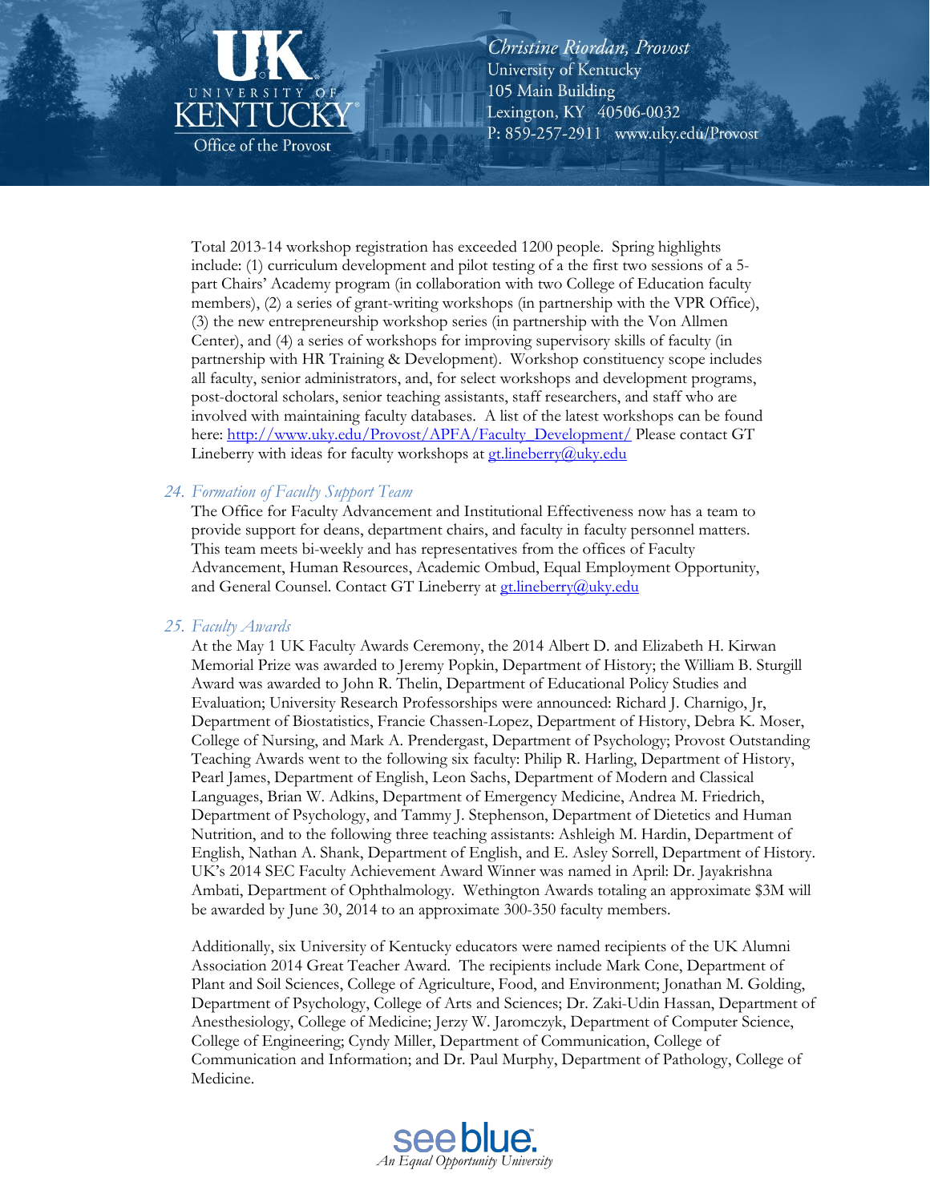Total 2013-14 workshop registration has exceeded 1200 people. Spring highlights include: (1) curriculum development and pilot testing of a the first two sessions of a 5-part Chairs' Academy program (in collaboration with two College of Education faculty members), (2) a series of grant-writing workshops (in partnership with the VPR Office), (3) the new entrepreneurship workshop series (in partnership with the Von Allmen Center), and (4) a series of workshops for improving supervisory skills of faculty (in partnership with HR Training & Development). Workshop constituency scope includes all faculty, senior administrators, and, for select workshops and development programs, post-doctoral scholars, senior teaching assistants, staff researchers, and staff who are involved with maintaining faculty databases. A list of the latest workshops can be found here: [http://www.uky.edu/Provost/APFA/Faculty_Development/](http://www.uky.edu/Provost/APFA/Faculty_Development/) Please contact GT Lineberry with ideas for faculty workshops at [gt.lineberry@uky.edu](mailto:gt.lineberry@uky.edu)

### 24. *Formation of Faculty Support Team*

The Office for Faculty Advancement and Institutional Effectiveness now has a team to provide support for deans, department chairs, and faculty in faculty personnel matters. This team meets bi-weekly and has representatives from the offices of Faculty Advancement, Human Resources, Academic Ombud, Equal Employment Opportunity, and General Counsel. Contact GT Lineberry at [gt.lineberry@uky.edu](mailto:gt.lineberry@uky.edu)

### 25. *Faculty Awards*

At the May 1 UK Faculty Awards Ceremony, the 2014 Albert D. and Elizabeth H. Kirwan Memorial Prize was awarded to Jeremy Popkin, Department of History; the William B. Sturgill Award was awarded to John R. Thelin, Department of Educational Policy Studies and Evaluation; University Research Professorships were announced: Richard J. Charnigo, Jr, Department of Biostatistics, Francie Chassen-Lopez, Department of History, Debra K. Moser, College of Nursing, and Mark A. Prendergast, Department of Psychology; Provost Outstanding Teaching Awards went to the following six faculty: Philip R. Harling, Department of History, Pearl James, Department of English, Leon Sachs, Department of Modern and Classical Languages, Brian W. Adkins, Department of Emergency Medicine, Andrea M. Friedrich, Department of Psychology, and Tammy J. Stephenson, Department of Dietetics and Human Nutrition, and to the following three teaching assistants: Ashleigh M. Hardin, Department of English, Nathan A. Shank, Department of English, and E. Asley Sorrell, Department of History. UK's 2014 SEC Faculty Achievement Award Winner was named in April: Dr. Jayakrishna Ambati, Department of Ophthalmology. Wethington Awards totaling an approximate $3M will be awarded by June 30, 2014 to an approximate 300-350 faculty members.

Additionally, six University of Kentucky educators were named recipients of the UK Alumni Association 2014 Great Teacher Award. The recipients include Mark Cone, Department of Plant and Soil Sciences, College of Agriculture, Food, and Environment; Jonathan M. Golding, Department of Psychology, College of Arts and Sciences; Dr. Zaki-Udin Hassan, Department of Anesthesiology, College of Medicine; Jerzy W. Jaromczyk, Department of Computer Science, College of Engineering; Cyndy Miller, Department of Communication, College of Communication and Information; and Dr. Paul Murphy, Department of Pathology, College of Medicine.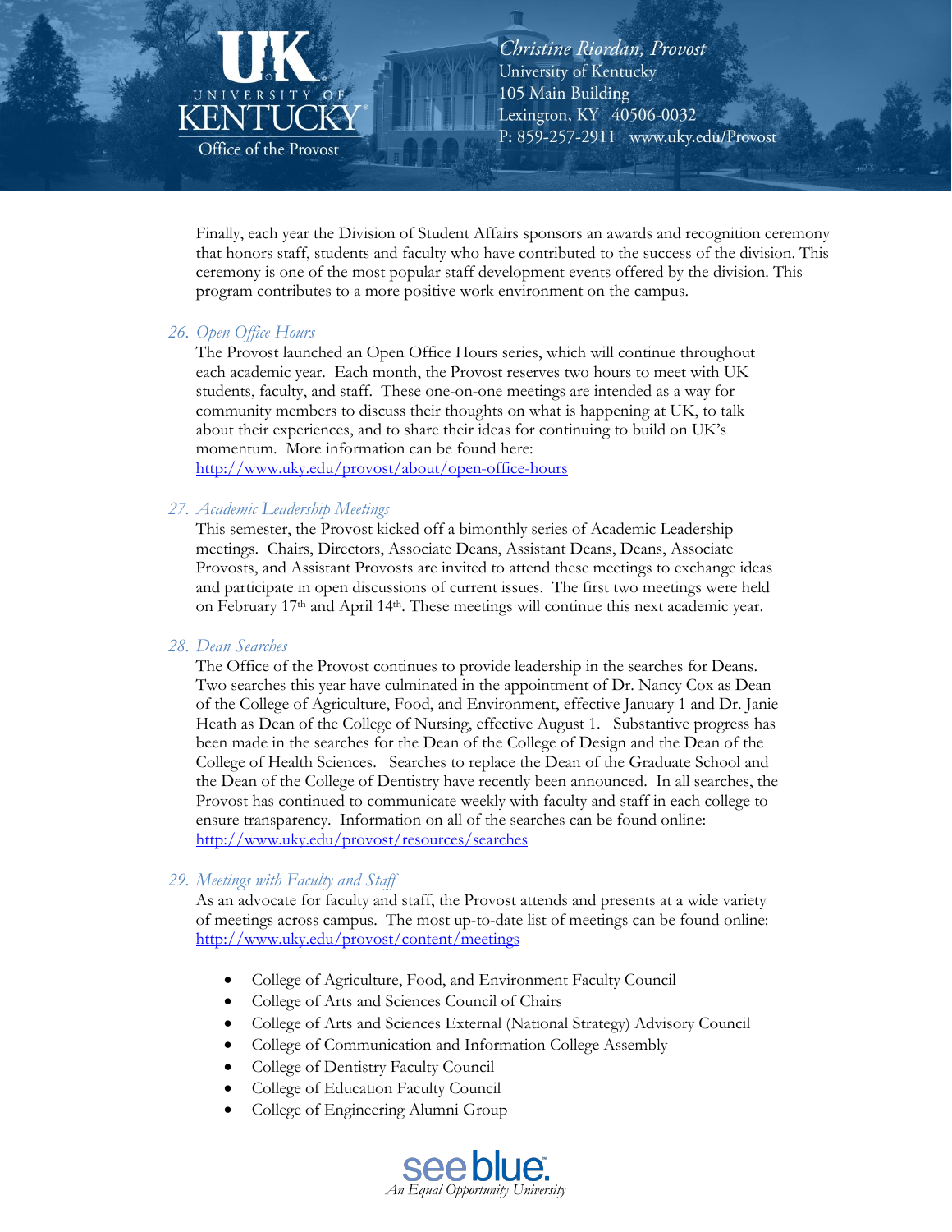Finally, each year the Division of Student Affairs sponsors an awards and recognition ceremony that honors staff, students and faculty who have contributed to the success of the division. This ceremony is one of the most popular staff development events offered by the division. This program contributes to a more positive work environment on the campus.

26. *Open Office Hours*

The Provost launched an Open Office Hours series, which will continue throughout each academic year. Each month, the Provost reserves two hours to meet with UK students, faculty, and staff. These one-on-one meetings are intended as a way for community members to discuss their thoughts on what is happening at UK, to talk about their experiences, and to share their ideas for continuing to build on UK's momentum. More information can be found here: http://www.uky.edu/provost/about/open-office-hours

27. *Academic Leadership Meetings*

This semester, the Provost kicked off a bimonthly series of Academic Leadership meetings. Chairs, Directors, Associate Deans, Assistant Deans, Deans, Associate Provosts, and Assistant Provosts are invited to attend these meetings to exchange ideas and participate in open discussions of current issues. The first two meetings were held on February 17th and April 14th. These meetings will continue this next academic year.

28. *Dean Searches*

The Office of the Provost continues to provide leadership in the searches for Deans. Two searches this year have culminated in the appointment of Dr. Nancy Cox as Dean of the College of Agriculture, Food, and Environment, effective January 1 and Dr. Janie Heath as Dean of the College of Nursing, effective August 1. Substantive progress has been made in the searches for the Dean of the College of Design and the Dean of the College of Health Sciences. Searches to replace the Dean of the Graduate School and the Dean of the College of Dentistry have recently been announced. In all searches, the Provost has continued to communicate weekly with faculty and staff in each college to ensure transparency. Information on all of the searches can be found online: http://www.uky.edu/provost/resources/searches

29. *Meetings with Faculty and Staff*

As an advocate for faculty and staff, the Provost attends and presents at a wide variety of meetings across campus. The most up-to-date list of meetings can be found online: http://www.uky.edu/provost/content/meetings

- College of Agriculture, Food, and Environment Faculty Council
- College of Arts and Sciences Council of Chairs
- College of Arts and Sciences External (National Strategy) Advisory Council
- College of Communication and Information College Assembly
- College of Dentistry Faculty Council
- College of Education Faculty Council
- College of Engineering Alumni Group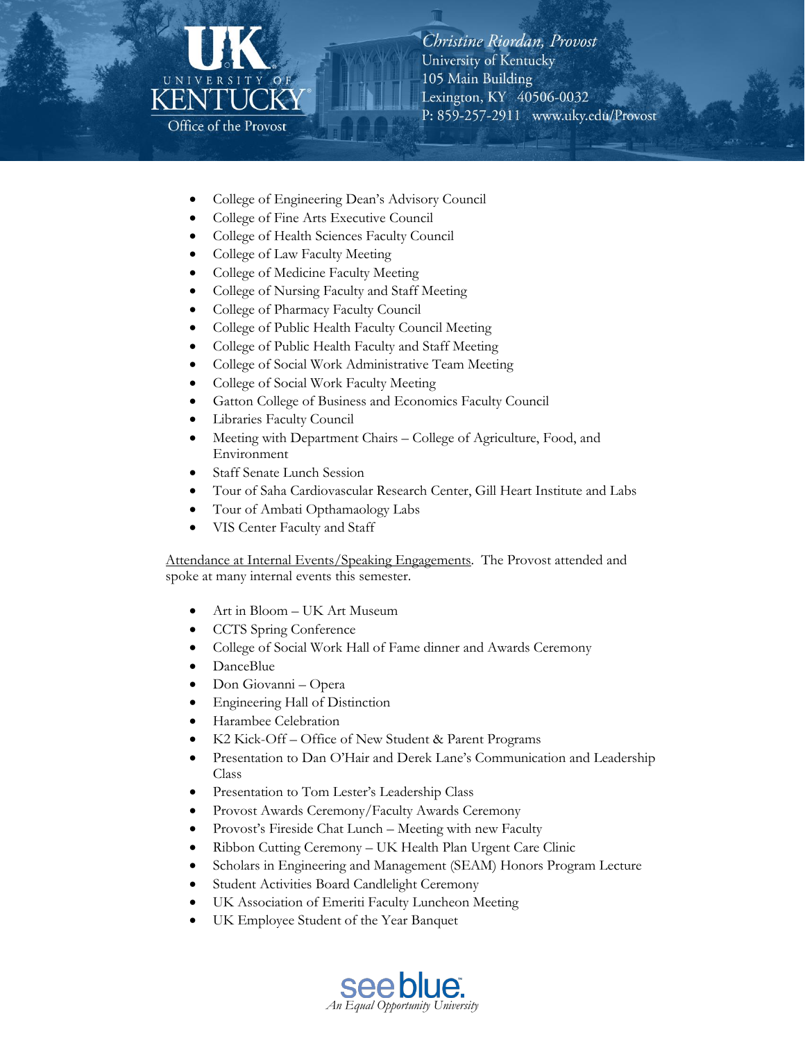- College of Engineering Dean's Advisory Council
- College of Fine Arts Executive Council
- College of Health Sciences Faculty Council
- College of Law Faculty Meeting
- College of Medicine Faculty Meeting
- College of Nursing Faculty and Staff Meeting
- College of Pharmacy Faculty Council
- College of Public Health Faculty Council Meeting
- College of Public Health Faculty and Staff Meeting
- College of Social Work Administrative Team Meeting
- College of Social Work Faculty Meeting
- Gatton College of Business and Economics Faculty Council
- Libraries Faculty Council
- Meeting with Department Chairs – College of Agriculture, Food, and Environment
- Staff Senate Lunch Session
- Tour of Saha Cardiovascular Research Center, Gill Heart Institute and Labs
- Tour of Ambati Opthamaology Labs
- VIS Center Faculty and Staff

Attendance at Internal Events/Speaking Engagements. The Provost attended and spoke at many internal events this semester.

- Art in Bloom – UK Art Museum
- CCTS Spring Conference
- College of Social Work Hall of Fame dinner and Awards Ceremony
- DanceBlue
- Don Giovanni – Opera
- Engineering Hall of Distinction
- Harambee Celebration
- K2 Kick-Off – Office of New Student & Parent Programs
- Presentation to Dan O'Hair and Derek Lane's Communication and Leadership Class
- Presentation to Tom Lester's Leadership Class
- Provost Awards Ceremony/Faculty Awards Ceremony
- Provost's Fireside Chat Lunch – Meeting with new Faculty
- Ribbon Cutting Ceremony – UK Health Plan Urgent Care Clinic
- Scholars in Engineering and Management (SEAM) Honors Program Lecture
- Student Activities Board Candlelight Ceremony
- UK Association of Emeriti Faculty Luncheon Meeting
- UK Employee Student of the Year Banquet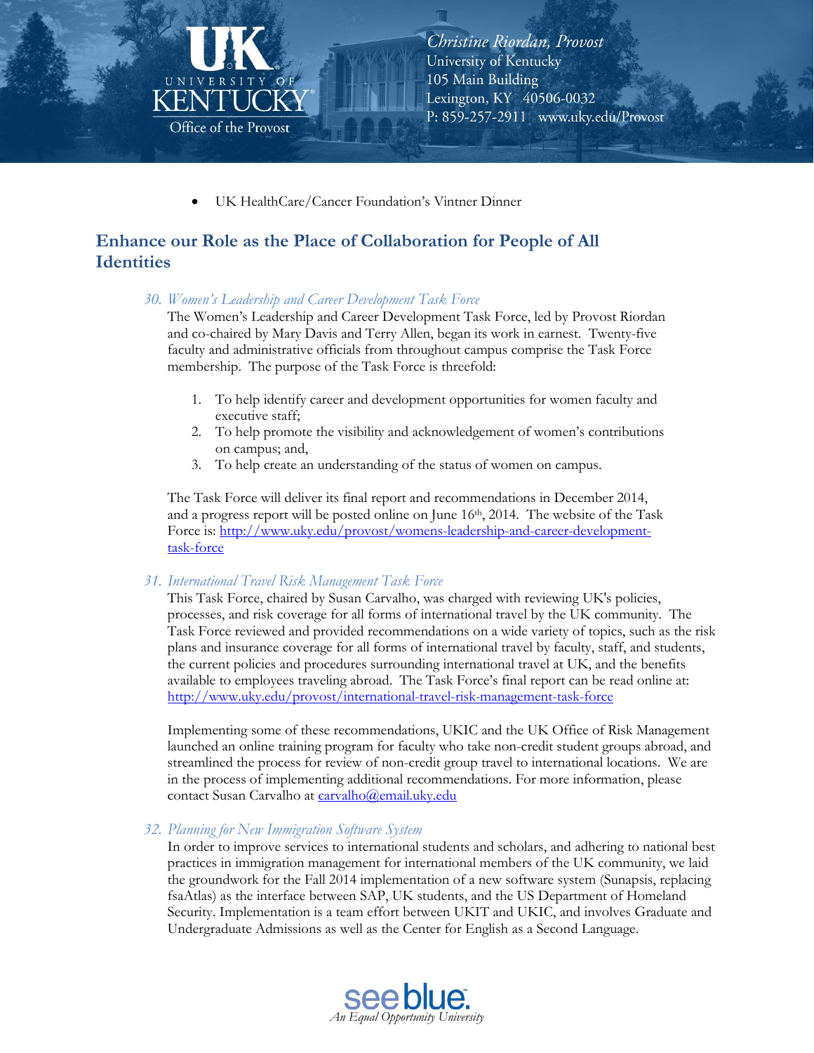- UK HealthCare/Cancer Foundation's Vintner Dinner

## Enhance our Role as the Place of Collaboration for People of All Identities

30. *Women's Leadership and Career Development Task Force*

The Women's Leadership and Career Development Task Force, led by Provost Riordan and co-chaired by Mary Davis and Terry Allen, began its work in earnest. Twenty-five faculty and administrative officials from throughout campus comprise the Task Force membership. The purpose of the Task Force is threefold:

1. To help identify career and development opportunities for women faculty and executive staff;
2. To help promote the visibility and acknowledgement of women's contributions on campus; and,
3. To help create an understanding of the status of women on campus.

The Task Force will deliver its final report and recommendations in December 2014, and a progress report will be posted online on June 16th, 2014. The website of the Task Force is: http://www.uky.edu/provost/womens-leadership-and-career-development-task-force

31. *International Travel Risk Management Task Force*

This Task Force, chaired by Susan Carvalho, was charged with reviewing UK's policies, processes, and risk coverage for all forms of international travel by the UK community. The Task Force reviewed and provided recommendations on a wide variety of topics, such as the risk plans and insurance coverage for all forms of international travel by faculty, staff, and students, the current policies and procedures surrounding international travel at UK, and the benefits available to employees traveling abroad. The Task Force's final report can be read online at: http://www.uky.edu/provost/international-travel-risk-management-task-force

Implementing some of these recommendations, UKIC and the UK Office of Risk Management launched an online training program for faculty who take non-credit student groups abroad, and streamlined the process for review of non-credit group travel to international locations. We are in the process of implementing additional recommendations. For more information, please contact Susan Carvalho at carvalho@email.uky.edu

32. *Planning for New Immigration Software System*

In order to improve services to international students and scholars, and adhering to national best practices in immigration management for international members of the UK community, we laid the groundwork for the Fall 2014 implementation of a new software system (Sunapsis, replacing fsaAtlas) as the interface between SAP, UK students, and the US Department of Homeland Security. Implementation is a team effort between UKIT and UKIC, and involves Graduate and Undergraduate Admissions as well as the Center for English as a Second Language.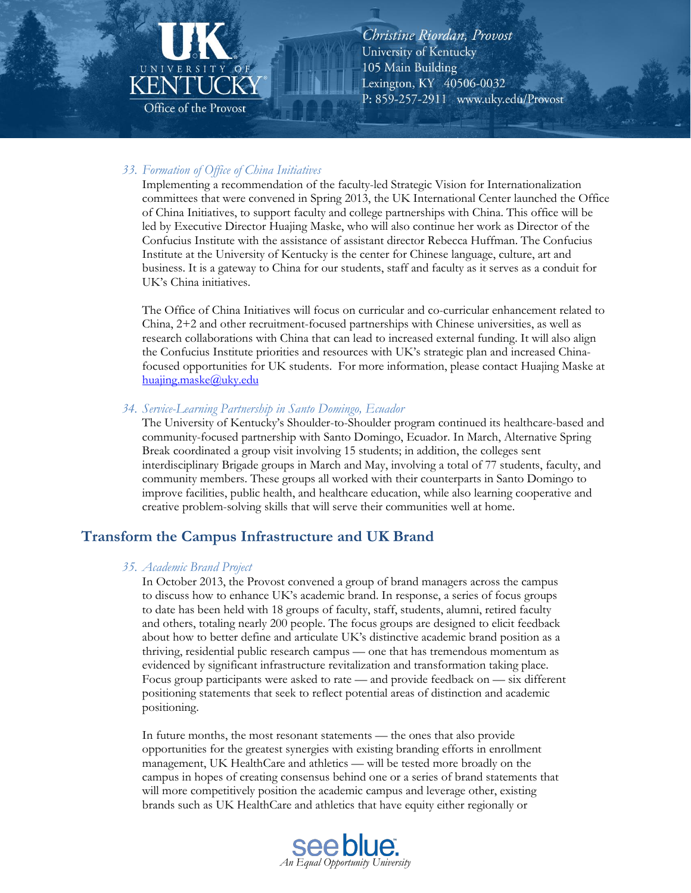*33. Formation of Office of China Initiatives*

Implementing a recommendation of the faculty-led Strategic Vision for Internationalization committees that were convened in Spring 2013, the UK International Center launched the Office of China Initiatives, to support faculty and college partnerships with China. This office will be led by Executive Director Huajing Maske, who will also continue her work as Director of the Confucius Institute with the assistance of assistant director Rebecca Huffman. The Confucius Institute at the University of Kentucky is the center for Chinese language, culture, art and business. It is a gateway to China for our students, staff and faculty as it serves as a conduit for UK's China initiatives.

The Office of China Initiatives will focus on curricular and co-curricular enhancement related to China, 2+2 and other recruitment-focused partnerships with Chinese universities, as well as research collaborations with China that can lead to increased external funding. It will also align the Confucius Institute priorities and resources with UK's strategic plan and increased China-focused opportunities for UK students. For more information, please contact Huajing Maske at huajing.maske@uky.edu

*34. Service-Learning Partnership in Santo Domingo, Ecuador*

The University of Kentucky's Shoulder-to-Shoulder program continued its healthcare-based and community-focused partnership with Santo Domingo, Ecuador. In March, Alternative Spring Break coordinated a group visit involving 15 students; in addition, the colleges sent interdisciplinary Brigade groups in March and May, involving a total of 77 students, faculty, and community members. These groups all worked with their counterparts in Santo Domingo to improve facilities, public health, and healthcare education, while also learning cooperative and creative problem-solving skills that will serve their communities well at home.

## Transform the Campus Infrastructure and UK Brand

*35. Academic Brand Project*

In October 2013, the Provost convened a group of brand managers across the campus to discuss how to enhance UK's academic brand. In response, a series of focus groups to date has been held with 18 groups of faculty, staff, students, alumni, retired faculty and others, totaling nearly 200 people. The focus groups are designed to elicit feedback about how to better define and articulate UK's distinctive academic brand position as a thriving, residential public research campus — one that has tremendous momentum as evidenced by significant infrastructure revitalization and transformation taking place. Focus group participants were asked to rate — and provide feedback on — six different positioning statements that seek to reflect potential areas of distinction and academic positioning.

In future months, the most resonant statements — the ones that also provide opportunities for the greatest synergies with existing branding efforts in enrollment management, UK HealthCare and athletics — will be tested more broadly on the campus in hopes of creating consensus behind one or a series of brand statements that will more competitively position the academic campus and leverage other, existing brands such as UK HealthCare and athletics that have equity either regionally or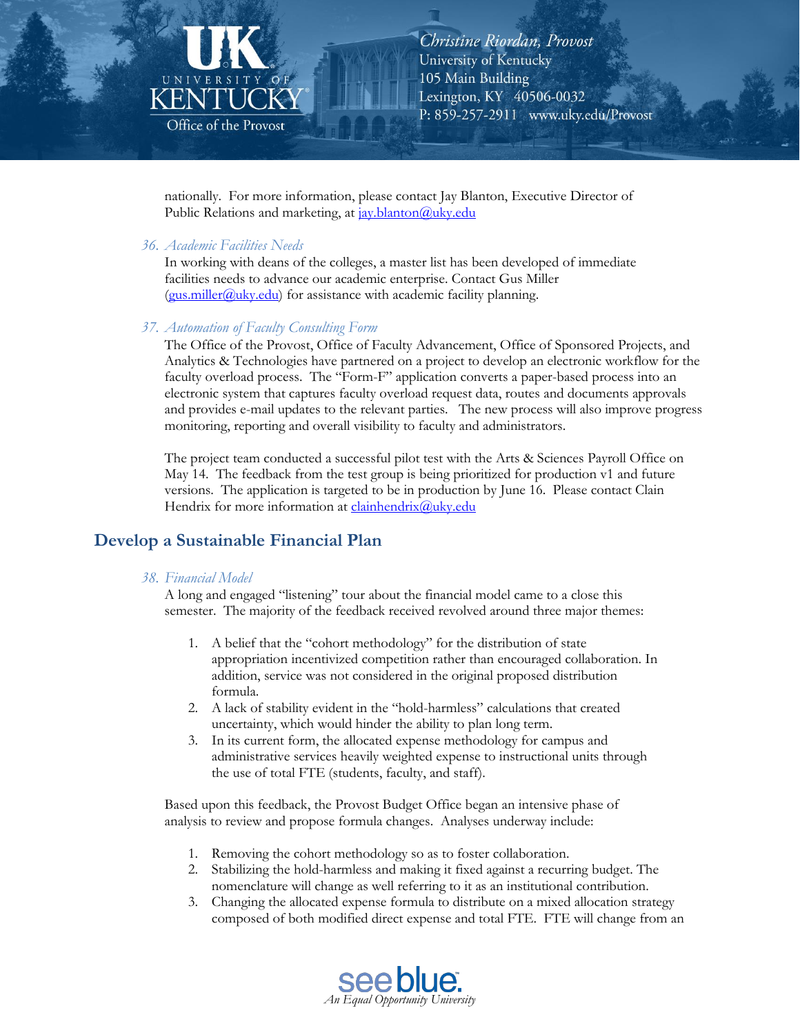nationally. For more information, please contact Jay Blanton, Executive Director of Public Relations and marketing, at jay.blanton@uky.edu

*36. Academic Facilities Needs*

In working with deans of the colleges, a master list has been developed of immediate facilities needs to advance our academic enterprise. Contact Gus Miller (gus.miller@uky.edu) for assistance with academic facility planning.

*37. Automation of Faculty Consulting Form*

The Office of the Provost, Office of Faculty Advancement, Office of Sponsored Projects, and Analytics & Technologies have partnered on a project to develop an electronic workflow for the faculty overload process. The "Form-F" application converts a paper-based process into an electronic system that captures faculty overload request data, routes and documents approvals and provides e-mail updates to the relevant parties. The new process will also improve progress monitoring, reporting and overall visibility to faculty and administrators.

The project team conducted a successful pilot test with the Arts & Sciences Payroll Office on May 14. The feedback from the test group is being prioritized for production v1 and future versions. The application is targeted to be in production by June 16. Please contact Clain Hendrix for more information at clainhendrix@uky.edu

## Develop a Sustainable Financial Plan

*38. Financial Model*

A long and engaged "listening" tour about the financial model came to a close this semester. The majority of the feedback received revolved around three major themes:

1. A belief that the "cohort methodology" for the distribution of state appropriation incentivized competition rather than encouraged collaboration. In addition, service was not considered in the original proposed distribution formula.
2. A lack of stability evident in the "hold-harmless" calculations that created uncertainty, which would hinder the ability to plan long term.
3. In its current form, the allocated expense methodology for campus and administrative services heavily weighted expense to instructional units through the use of total FTE (students, faculty, and staff).

Based upon this feedback, the Provost Budget Office began an intensive phase of analysis to review and propose formula changes. Analyses underway include:

1. Removing the cohort methodology so as to foster collaboration.
2. Stabilizing the hold-harmless and making it fixed against a recurring budget. The nomenclature will change as well referring to it as an institutional contribution.
3. Changing the allocated expense formula to distribute on a mixed allocation strategy composed of both modified direct expense and total FTE. FTE will change from an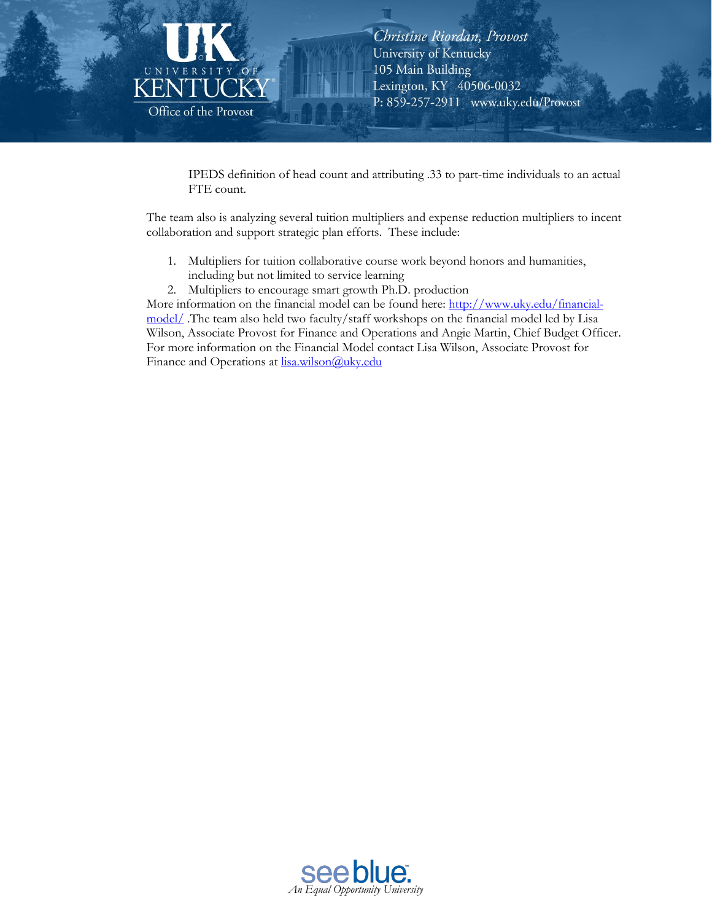IPEDS definition of head count and attributing .33 to part-time individuals to an actual FTE count.

The team also is analyzing several tuition multipliers and expense reduction multipliers to incent collaboration and support strategic plan efforts. These include:

1. Multipliers for tuition collaborative course work beyond honors and humanities, including but not limited to service learning
2. Multipliers to encourage smart growth Ph.D. production

More information on the financial model can be found here: [http://www.uky.edu/financial-model/](http://www.uky.edu/financial-model/) .The team also held two faculty/staff workshops on the financial model led by Lisa Wilson, Associate Provost for Finance and Operations and Angie Martin, Chief Budget Officer. For more information on the Financial Model contact Lisa Wilson, Associate Provost for Finance and Operations at [lisa.wilson@uky.edu](mailto:lisa.wilson@uky.edu)